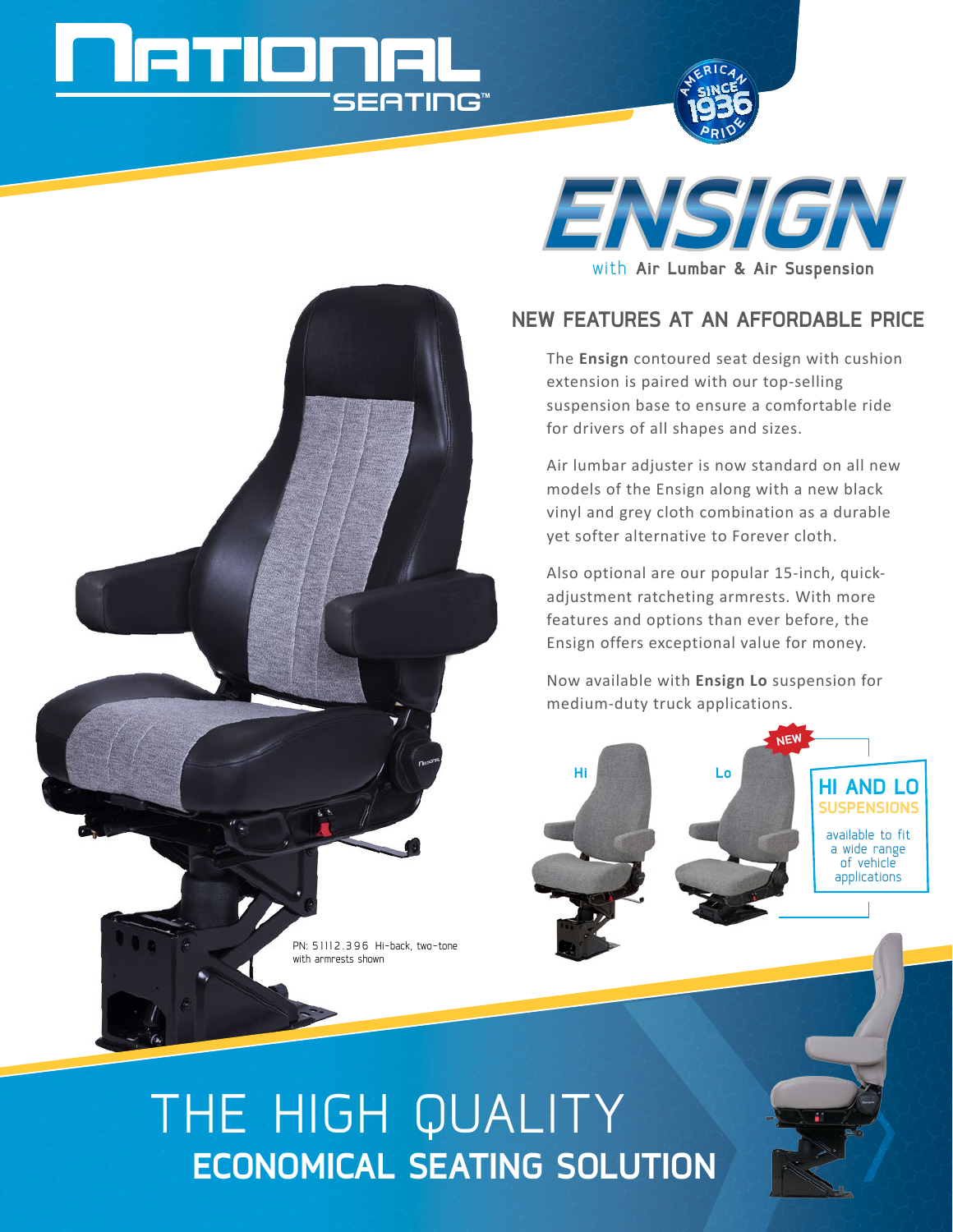# NATIONAL SEATING™

AMERICAN PRIDE SINCE 1936

# ENSIGN

with **Air Lumbar & Air Suspension**

## NEW FEATURES AT AN AFFORDABLE PRICE

The **Ensign** contoured seat design with cushion extension is paired with our top-selling suspension base to ensure a comfortable ride for drivers of all shapes and sizes.

Air lumbar adjuster is now standard on all new models of the Ensign along with a new black vinyl and grey cloth combination as a durable yet softer alternative to Forever cloth.

Also optional are our popular 15-inch, quick-adjustment ratcheting armrests. With more features and options than ever before, the Ensign offers exceptional value for money.

Now available with **Ensign Lo** suspension for medium-duty truck applications.

Hi

Lo

NEW

**HI AND LO SUSPENSIONS**

available to fit a wide range of vehicle applications

PN: 51112.396 Hi-back, two-tone with armrests shown

# THE HIGH QUALITY **ECONOMICAL SEATING SOLUTION**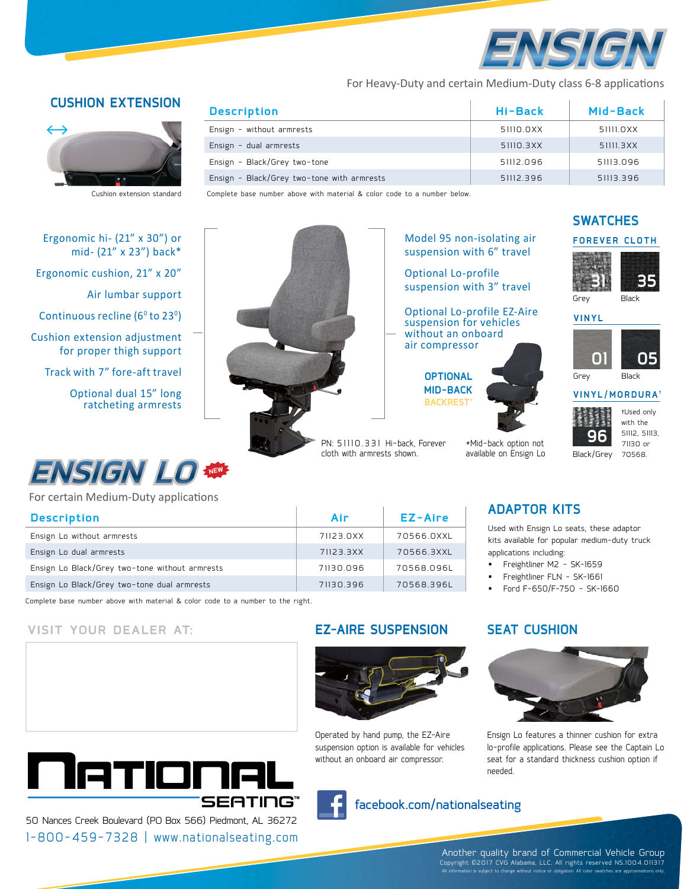# ENSIGN

For Heavy-Duty and certain Medium-Duty class 6-8 applications

## CUSHION EXTENSION

Cushion extension standard

| Description | Hi-Back | Mid-Back |
|---|---|---|
| Ensign - without armrests | 51110.0XX | 51111.0XX |
| Ensign - dual armrests | 51110.3XX | 51111.3XX |
| Ensign - Black/Grey two-tone | 51112.096 | 51113.096 |
| Ensign - Black/Grey two-tone with armrests | 51112.396 | 51113.396 |

Complete base number above with material & color code to a number below.

- Ergonomic hi- (21" x 30") or mid- (21" x 23") back*
- Ergonomic cushion, 21" x 20"
- Air lumbar support
- Continuous recline (6° to 23°)
- Cushion extension adjustment for proper thigh support
- Track with 7" fore-aft travel
- Optional dual 15" long ratcheting armrests

- Model 95 non-isolating air suspension with 6" travel
- Optional Lo-profile suspension with 3" travel
- Optional Lo-profile EZ-Aire suspension for vehicles without an onboard air compressor

OPTIONAL MID-BACK BACKREST*

PN: 51110.331 Hi-back, Forever cloth with armrests shown.

*Mid-back option not available on Ensign Lo

## SWATCHES

### FOREVER CLOTH

31 Grey

35 Black

### VINYL

01 Grey

05 Black

### VINYL/MORDURA†

96 Black/Grey

†Used only with the 51112, 51113, 71130 or 70568.

# ENSIGN LO

NEW

For certain Medium-Duty applications

| Description | Air | EZ-Aire |
|---|---|---|
| Ensign Lo without armrests | 71123.0XX | 70566.0XXL |
| Ensign Lo dual armrests | 71123.3XX | 70566.3XXL |
| Ensign Lo Black/Grey two-tone without armrests | 71130.096 | 70568.096L |
| Ensign Lo Black/Grey two-tone dual armrests | 71130.396 | 70568.396L |

Complete base number above with material & color code to a number to the right.

## ADAPTOR KITS

Used with Ensign Lo seats, these adaptor kits available for popular medium-duty truck applications including:

- Freightliner M2 - SK-1659
- Freightliner FLN - SK-1661
- Ford F-650/F-750 - SK-1660

## VISIT YOUR DEALER AT:

## EZ-AIRE SUSPENSION

Operated by hand pump, the EZ-Aire suspension option is available for vehicles without an onboard air compressor.

## SEAT CUSHION

Ensign Lo features a thinner cushion for extra lo-profile applications. Please see the Captain Lo seat for a standard thickness cushion option if needed.

NATIONAL SEATING™

50 Nances Creek Boulevard (PO Box 566) Piedmont, AL 36272

1-800-459-7328 | www.nationalseating.com

facebook.com/nationalseating

Another quality brand of Commercial Vehicle Group

Copyright ©2017 CVG Alabama, LLC. All rights reserved NS.1004.011317

All information is subject to change without notice or obligation. All color swatches are approximations only.